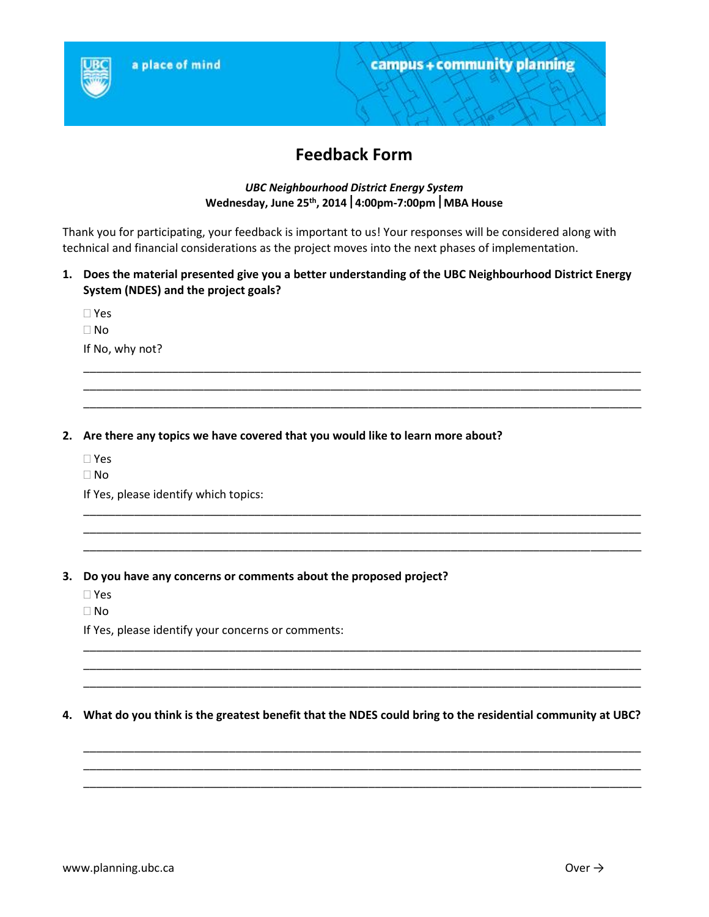a place of mind

campus + community planning

# Feedback Form

***UBC Neighbourhood District Energy System***
**Wednesday, June 25th, 2014 | 4:00pm-7:00pm | MBA House**

Thank you for participating, your feedback is important to us! Your responses will be considered along with technical and financial considerations as the project moves into the next phases of implementation.

1. **Does the material presented give you a better understanding of the UBC Neighbourhood District Energy System (NDES) and the project goals?**

   ☐ Yes
   ☐ No

   If No, why not?

   ______________________________________________________________________________
   ______________________________________________________________________________
   ______________________________________________________________________________

2. **Are there any topics we have covered that you would like to learn more about?**

   ☐ Yes
   ☐ No

   If Yes, please identify which topics:

   ______________________________________________________________________________
   ______________________________________________________________________________
   ______________________________________________________________________________

3. **Do you have any concerns or comments about the proposed project?**

   ☐ Yes
   ☐ No

   If Yes, please identify your concerns or comments:

   ______________________________________________________________________________
   ______________________________________________________________________________
   ______________________________________________________________________________

4. **What do you think is the greatest benefit that the NDES could bring to the residential community at UBC?**

   ______________________________________________________________________________
   ______________________________________________________________________________
   ______________________________________________________________________________

www.planning.ubc.ca

Over →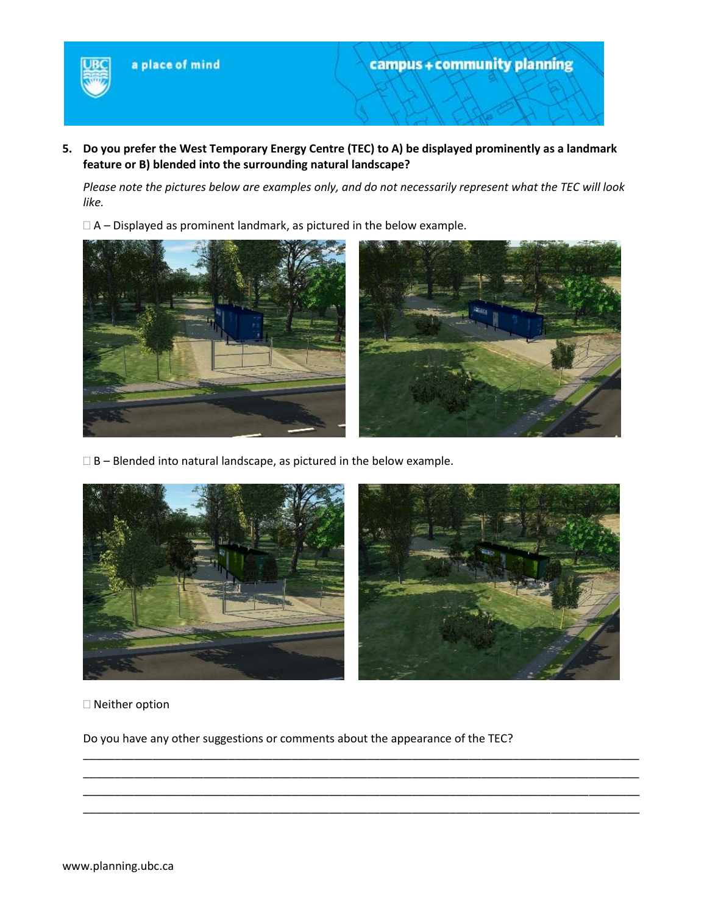5. **Do you prefer the West Temporary Energy Centre (TEC) to A) be displayed prominently as a landmark feature or B) blended into the surrounding natural landscape?**

   *Please note the pictures below are examples only, and do not necessarily represent what the TEC will look like.*

   ☐ A – Displayed as prominent landmark, as pictured in the below example.

   ☐ B – Blended into natural landscape, as pictured in the below example.

   ☐ Neither option

   Do you have any other suggestions or comments about the appearance of the TEC?

   ________________________________________________________________________________
   ________________________________________________________________________________
   ________________________________________________________________________________
   ________________________________________________________________________________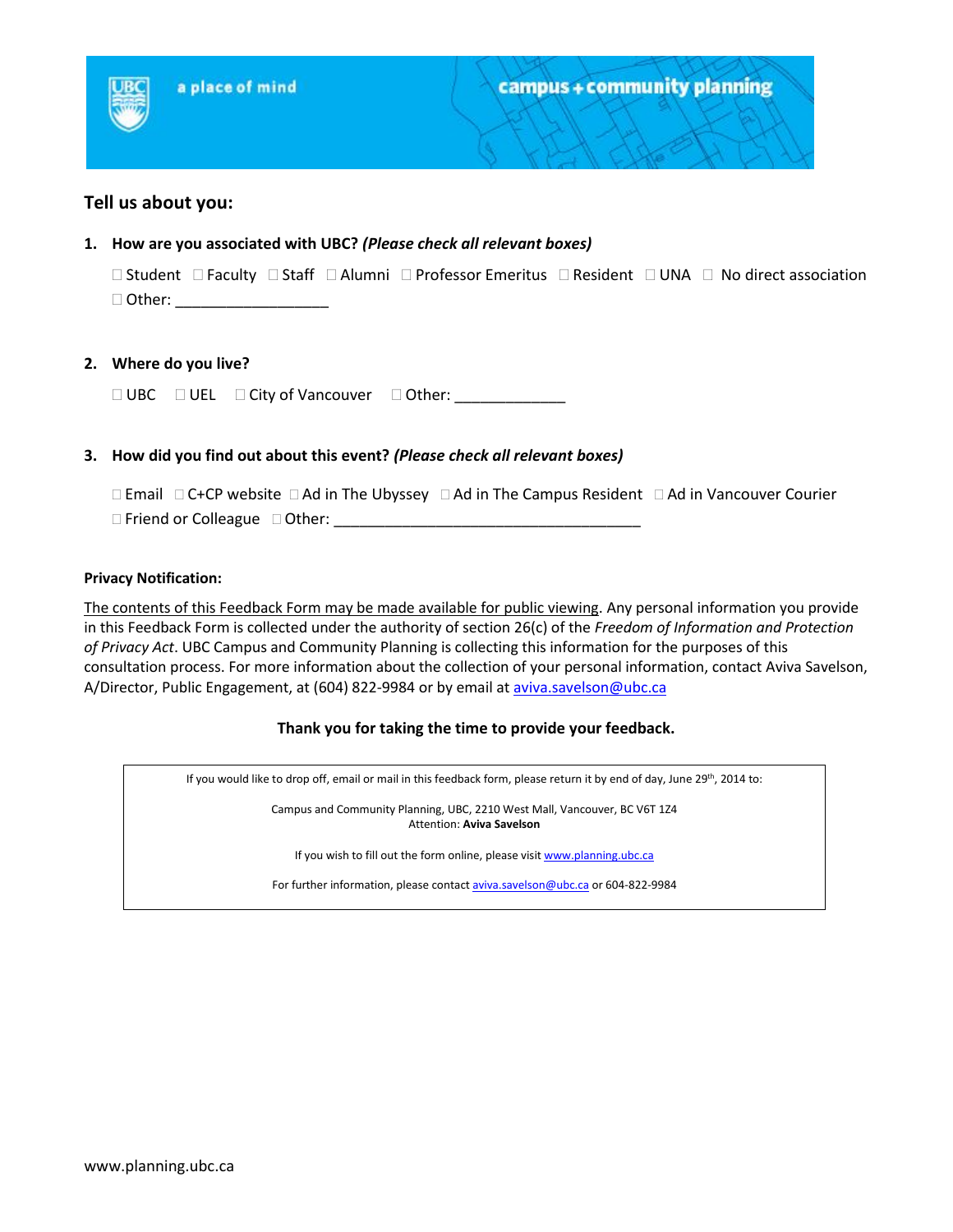a place of mind

campus + community planning

## Tell us about you:

**1. How are you associated with UBC?** ***(Please check all relevant boxes)***

☐ Student ☐ Faculty ☐ Staff ☐ Alumni ☐ Professor Emeritus ☐ Resident ☐ UNA ☐ No direct association
☐ Other: __________________

**2. Where do you live?**

☐ UBC ☐ UEL ☐ City of Vancouver ☐ Other: _____________

**3. How did you find out about this event?** ***(Please check all relevant boxes)***

☐ Email ☐ C+CP website ☐ Ad in The Ubyssey ☐ Ad in The Campus Resident ☐ Ad in Vancouver Courier
☐ Friend or Colleague ☐ Other: _____________________________________

**Privacy Notification:**

The contents of this Feedback Form may be made available for public viewing. Any personal information you provide in this Feedback Form is collected under the authority of section 26(c) of the *Freedom of Information and Protection of Privacy Act*. UBC Campus and Community Planning is collecting this information for the purposes of this consultation process. For more information about the collection of your personal information, contact Aviva Savelson, A/Director, Public Engagement, at (604) 822-9984 or by email at aviva.savelson@ubc.ca

**Thank you for taking the time to provide your feedback.**

If you would like to drop off, email or mail in this feedback form, please return it by end of day, June 29th, 2014 to:

Campus and Community Planning, UBC, 2210 West Mall, Vancouver, BC V6T 1Z4
Attention: **Aviva Savelson**

If you wish to fill out the form online, please visit www.planning.ubc.ca

For further information, please contact aviva.savelson@ubc.ca or 604-822-9984

www.planning.ubc.ca